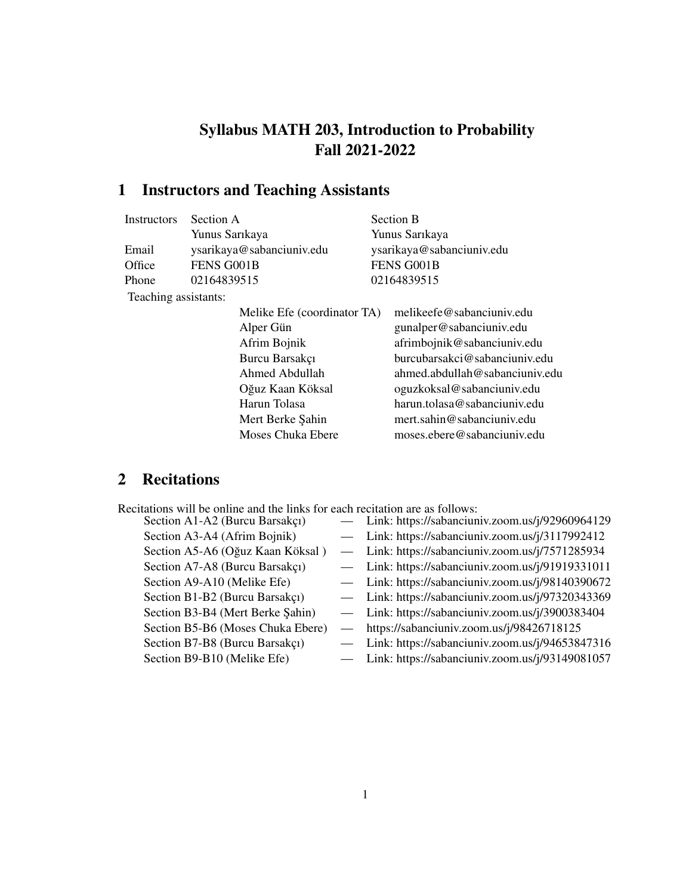# Syllabus MATH 203, Introduction to Probability
# Fall 2021-2022

## 1 Instructors and Teaching Assistants

| Instructors | Section A | Section B |
|---|---|---|
| | Yunus Sarıkaya | Yunus Sarıkaya |
| Email | ysarikaya@sabanciuniv.edu | ysarikaya@sabanciuniv.edu |
| Office | FENS G001B | FENS G001B |
| Phone | 02164839515 | 02164839515 |

Teaching assistants:

| Name | Email |
|---|---|
| Melike Efe (coordinator TA) | melikeefe@sabanciuniv.edu |
| Alper Gün | gunalper@sabanciuniv.edu |
| Afrim Bojnik | afrimbojnik@sabanciuniv.edu |
| Burcu Barsakçı | burcubarsakci@sabanciuniv.edu |
| Ahmed Abdullah | ahmed.abdullah@sabanciuniv.edu |
| Oğuz Kaan Köksal | oguzkoksal@sabanciuniv.edu |
| Harun Tolasa | harun.tolasa@sabanciuniv.edu |
| Mert Berke Şahin | mert.sahin@sabanciuniv.edu |
| Moses Chuka Ebere | moses.ebere@sabanciuniv.edu |

## 2 Recitations

Recitations will be online and the links for each recitation are as follows:

- Section A1-A2 (Burcu Barsakçı) — Link: https://sabanciuniv.zoom.us/j/92960964129
- Section A3-A4 (Afrim Bojnik) — Link: https://sabanciuniv.zoom.us/j/3117992412
- Section A5-A6 (Oğuz Kaan Köksal ) — Link: https://sabanciuniv.zoom.us/j/7571285934
- Section A7-A8 (Burcu Barsakçı) — Link: https://sabanciuniv.zoom.us/j/91919331011
- Section A9-A10 (Melike Efe) — Link: https://sabanciuniv.zoom.us/j/98140390672
- Section B1-B2 (Burcu Barsakçı) — Link: https://sabanciuniv.zoom.us/j/97320343369
- Section B3-B4 (Mert Berke Şahin) — Link: https://sabanciuniv.zoom.us/j/3900383404
- Section B5-B6 (Moses Chuka Ebere) — https://sabanciuniv.zoom.us/j/98426718125
- Section B7-B8 (Burcu Barsakçı) — Link: https://sabanciuniv.zoom.us/j/94653847316
- Section B9-B10 (Melike Efe) — Link: https://sabanciuniv.zoom.us/j/93149081057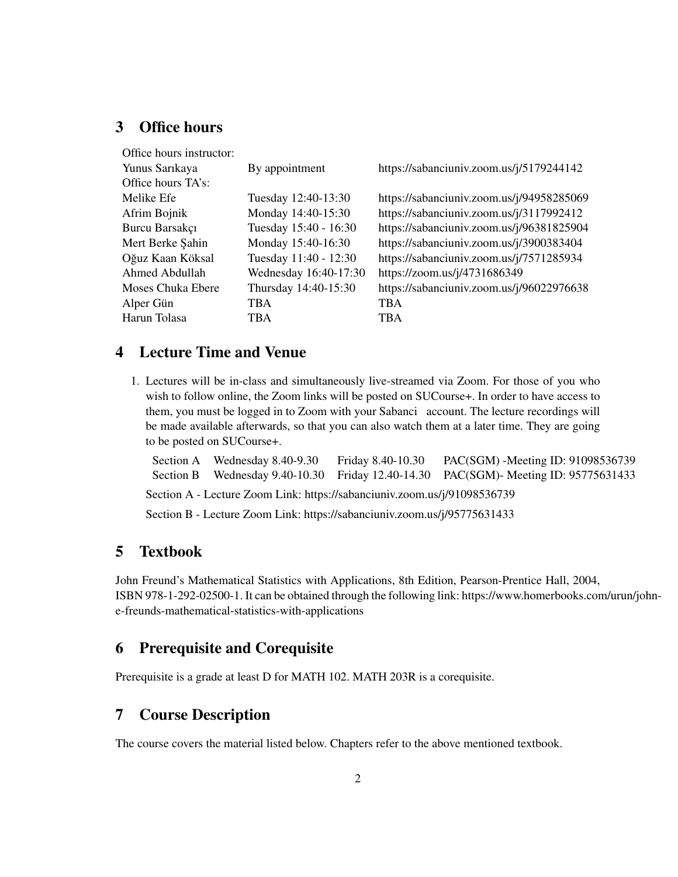## 3 Office hours

| | | |
|---|---|---|
| Office hours instructor: | | |
| Yunus Sarıkaya | By appointment | https://sabanciuniv.zoom.us/j/5179244142 |
| Office hours TA's: | | |
| Melike Efe | Tuesday 12:40-13:30 | https://sabanciuniv.zoom.us/j/94958285069 |
| Afrim Bojnik | Monday 14:40-15:30 | https://sabanciuniv.zoom.us/j/3117992412 |
| Burcu Barsakçı | Tuesday 15:40 - 16:30 | https://sabanciuniv.zoom.us/j/96381825904 |
| Mert Berke Şahin | Monday 15:40-16:30 | https://sabanciuniv.zoom.us/j/3900383404 |
| Oğuz Kaan Köksal | Tuesday 11:40 - 12:30 | https://sabanciuniv.zoom.us/j/7571285934 |
| Ahmed Abdullah | Wednesday 16:40-17:30 | https://zoom.us/j/4731686349 |
| Moses Chuka Ebere | Thursday 14:40-15:30 | https://sabanciuniv.zoom.us/j/96022976638 |
| Alper Gün | TBA | TBA |
| Harun Tolasa | TBA | TBA |

## 4 Lecture Time and Venue

1. Lectures will be in-class and simultaneously live-streamed via Zoom. For those of you who wish to follow online, the Zoom links will be posted on SUCourse+. In order to have access to them, you must be logged in to Zoom with your Sabanci account. The lecture recordings will be made available afterwards, so that you can also watch them at a later time. They are going to be posted on SUCourse+.

   | | | | |
   |---|---|---|---|
   | Section A | Wednesday 8.40-9.30 | Friday 8.40-10.30 | PAC(SGM) -Meeting ID: 91098536739 |
   | Section B | Wednesday 9.40-10.30 | Friday 12.40-14.30 | PAC(SGM)- Meeting ID: 95775631433 |

   Section A - Lecture Zoom Link: https://sabanciuniv.zoom.us/j/91098536739

   Section B - Lecture Zoom Link: https://sabanciuniv.zoom.us/j/95775631433

## 5 Textbook

John Freund's Mathematical Statistics with Applications, 8th Edition, Pearson-Prentice Hall, 2004, ISBN 978-1-292-02500-1. It can be obtained through the following link: https://www.homerbooks.com/urun/john-e-freunds-mathematical-statistics-with-applications

## 6 Prerequisite and Corequisite

Prerequisite is a grade at least D for MATH 102. MATH 203R is a corequisite.

## 7 Course Description

The course covers the material listed below. Chapters refer to the above mentioned textbook.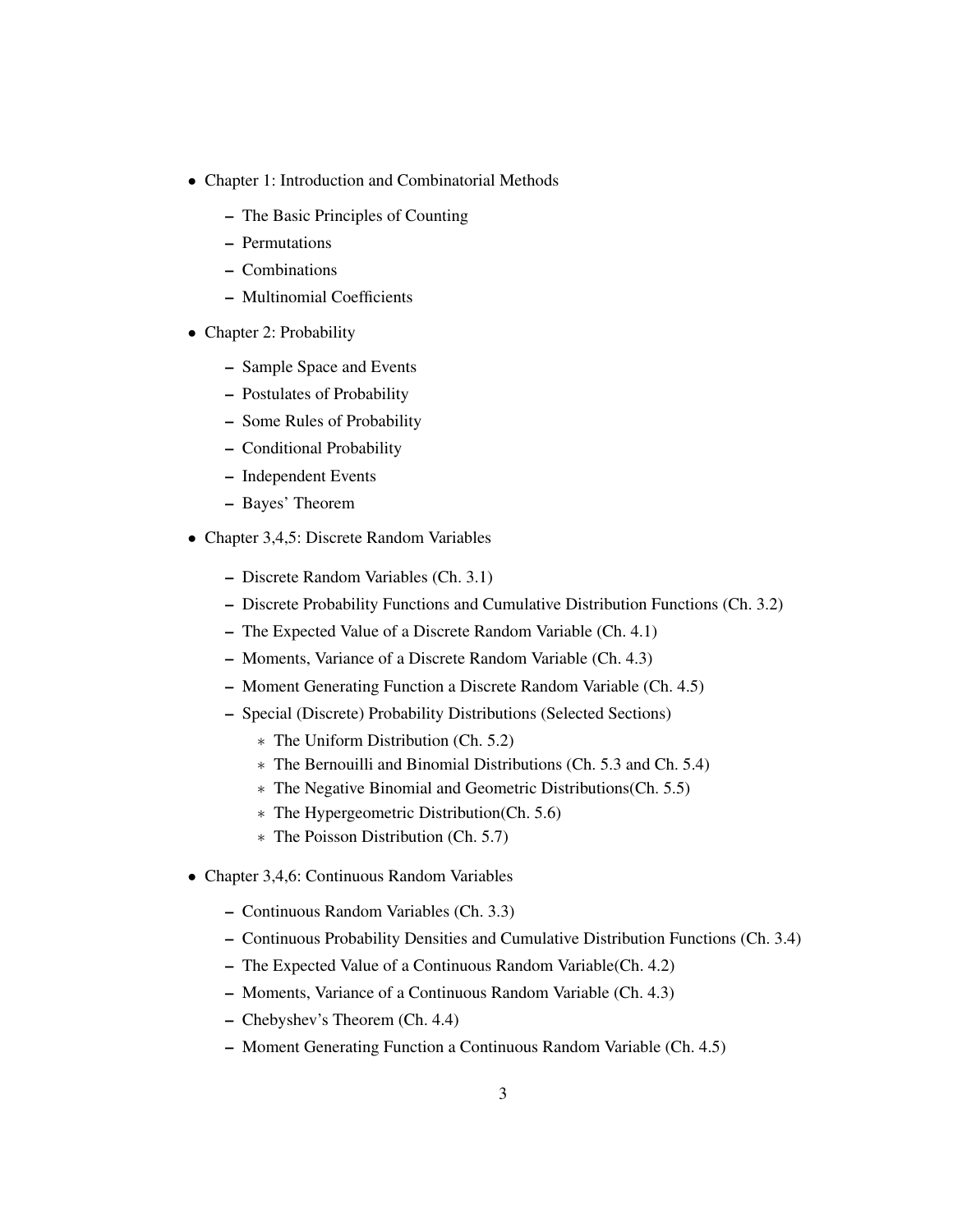- Chapter 1: Introduction and Combinatorial Methods
  - The Basic Principles of Counting
  - Permutations
  - Combinations
  - Multinomial Coefficients
- Chapter 2: Probability
  - Sample Space and Events
  - Postulates of Probability
  - Some Rules of Probability
  - Conditional Probability
  - Independent Events
  - Bayes' Theorem
- Chapter 3,4,5: Discrete Random Variables
  - Discrete Random Variables (Ch. 3.1)
  - Discrete Probability Functions and Cumulative Distribution Functions (Ch. 3.2)
  - The Expected Value of a Discrete Random Variable (Ch. 4.1)
  - Moments, Variance of a Discrete Random Variable (Ch. 4.3)
  - Moment Generating Function a Discrete Random Variable (Ch. 4.5)
  - Special (Discrete) Probability Distributions (Selected Sections)
    - The Uniform Distribution (Ch. 5.2)
    - The Bernouilli and Binomial Distributions (Ch. 5.3 and Ch. 5.4)
    - The Negative Binomial and Geometric Distributions(Ch. 5.5)
    - The Hypergeometric Distribution(Ch. 5.6)
    - The Poisson Distribution (Ch. 5.7)
- Chapter 3,4,6: Continuous Random Variables
  - Continuous Random Variables (Ch. 3.3)
  - Continuous Probability Densities and Cumulative Distribution Functions (Ch. 3.4)
  - The Expected Value of a Continuous Random Variable(Ch. 4.2)
  - Moments, Variance of a Continuous Random Variable (Ch. 4.3)
  - Chebyshev's Theorem (Ch. 4.4)
  - Moment Generating Function a Continuous Random Variable (Ch. 4.5)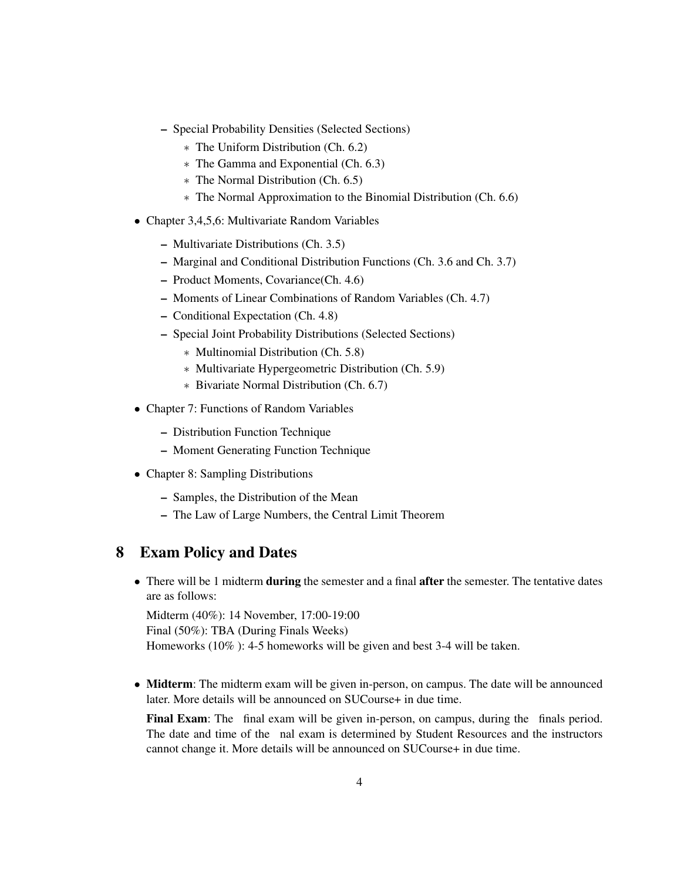- Special Probability Densities (Selected Sections)
    - The Uniform Distribution (Ch. 6.2)
    - The Gamma and Exponential (Ch. 6.3)
    - The Normal Distribution (Ch. 6.5)
    - The Normal Approximation to the Binomial Distribution (Ch. 6.6)

- Chapter 3,4,5,6: Multivariate Random Variables
  - Multivariate Distributions (Ch. 3.5)
  - Marginal and Conditional Distribution Functions (Ch. 3.6 and Ch. 3.7)
  - Product Moments, Covariance(Ch. 4.6)
  - Moments of Linear Combinations of Random Variables (Ch. 4.7)
  - Conditional Expectation (Ch. 4.8)
  - Special Joint Probability Distributions (Selected Sections)
    - Multinomial Distribution (Ch. 5.8)
    - Multivariate Hypergeometric Distribution (Ch. 5.9)
    - Bivariate Normal Distribution (Ch. 6.7)

- Chapter 7: Functions of Random Variables
  - Distribution Function Technique
  - Moment Generating Function Technique

- Chapter 8: Sampling Distributions
  - Samples, the Distribution of the Mean
  - The Law of Large Numbers, the Central Limit Theorem

## 8 Exam Policy and Dates

- There will be 1 midterm **during** the semester and a final **after** the semester. The tentative dates are as follows:

  Midterm (40%): 14 November, 17:00-19:00
  Final (50%): TBA (During Finals Weeks)
  Homeworks (10% ): 4-5 homeworks will be given and best 3-4 will be taken.

- **Midterm**: The midterm exam will be given in-person, on campus. The date will be announced later. More details will be announced on SUCourse+ in due time.

  **Final Exam**: The final exam will be given in-person, on campus, during the finals period. The date and time of the nal exam is determined by Student Resources and the instructors cannot change it. More details will be announced on SUCourse+ in due time.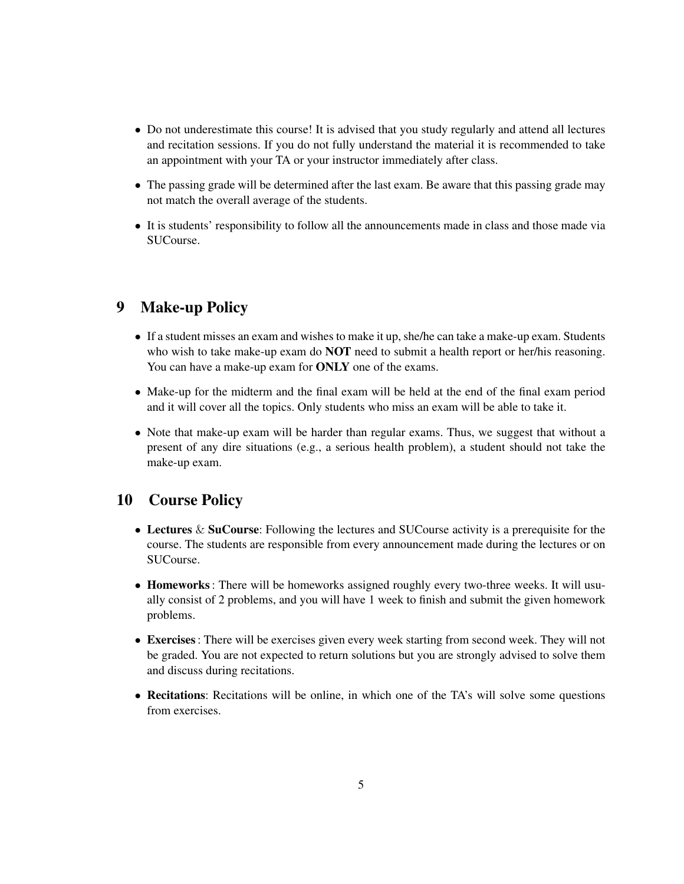- Do not underestimate this course! It is advised that you study regularly and attend all lectures and recitation sessions. If you do not fully understand the material it is recommended to take an appointment with your TA or your instructor immediately after class.
- The passing grade will be determined after the last exam. Be aware that this passing grade may not match the overall average of the students.
- It is students' responsibility to follow all the announcements made in class and those made via SUCourse.

## 9 Make-up Policy

- If a student misses an exam and wishes to make it up, she/he can take a make-up exam. Students who wish to take make-up exam do **NOT** need to submit a health report or her/his reasoning. You can have a make-up exam for **ONLY** one of the exams.
- Make-up for the midterm and the final exam will be held at the end of the final exam period and it will cover all the topics. Only students who miss an exam will be able to take it.
- Note that make-up exam will be harder than regular exams. Thus, we suggest that without a present of any dire situations (e.g., a serious health problem), a student should not take the make-up exam.

## 10 Course Policy

- **Lectures** & **SuCourse**: Following the lectures and SUCourse activity is a prerequisite for the course. The students are responsible from every announcement made during the lectures or on SUCourse.
- **Homeworks** : There will be homeworks assigned roughly every two-three weeks. It will usually consist of 2 problems, and you will have 1 week to finish and submit the given homework problems.
- **Exercises** : There will be exercises given every week starting from second week. They will not be graded. You are not expected to return solutions but you are strongly advised to solve them and discuss during recitations.
- **Recitations**: Recitations will be online, in which one of the TA's will solve some questions from exercises.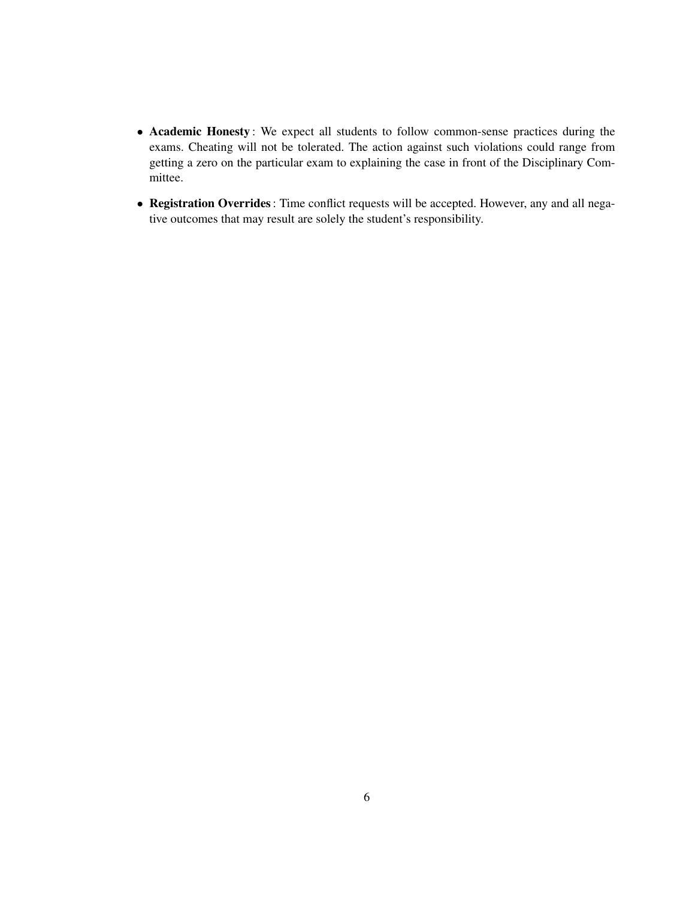- **Academic Honesty** : We expect all students to follow common-sense practices during the exams. Cheating will not be tolerated. The action against such violations could range from getting a zero on the particular exam to explaining the case in front of the Disciplinary Committee.
- **Registration Overrides** : Time conflict requests will be accepted. However, any and all negative outcomes that may result are solely the student's responsibility.